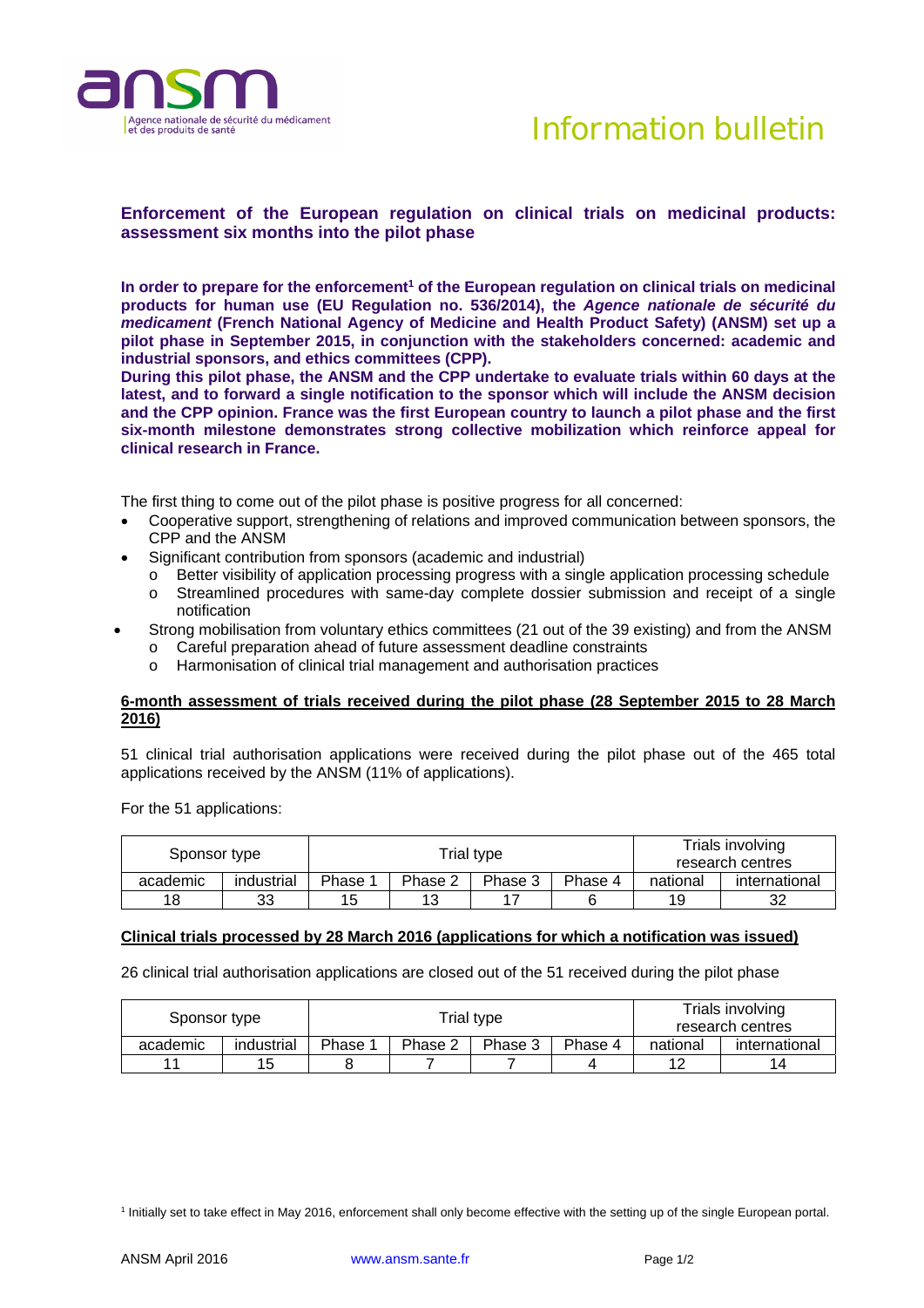Information bulletin

## Enforcement of the European regulation on clinical trials on medicinal products: assessment six months into the pilot phase

**In order to prepare for the enforcement[1] of the European regulation on clinical trials on medicinal products for human use (EU Regulation no. 536/2014), the *Agence nationale de sécurité du medicament* (French National Agency of Medicine and Health Product Safety) (ANSM) set up a pilot phase in September 2015, in conjunction with the stakeholders concerned: academic and industrial sponsors, and ethics committees (CPP).**

**During this pilot phase, the ANSM and the CPP undertake to evaluate trials within 60 days at the latest, and to forward a single notification to the sponsor which will include the ANSM decision and the CPP opinion. France was the first European country to launch a pilot phase and the first six-month milestone demonstrates strong collective mobilization which reinforce appeal for clinical research in France.**

The first thing to come out of the pilot phase is positive progress for all concerned:

- Cooperative support, strengthening of relations and improved communication between sponsors, the CPP and the ANSM
- Significant contribution from sponsors (academic and industrial)
  - Better visibility of application processing progress with a single application processing schedule
  - Streamlined procedures with same-day complete dossier submission and receipt of a single notification
- Strong mobilisation from voluntary ethics committees (21 out of the 39 existing) and from the ANSM
  - Careful preparation ahead of future assessment deadline constraints
  - Harmonisation of clinical trial management and authorisation practices

### 6-month assessment of trials received during the pilot phase (28 September 2015 to 28 March 2016)

51 clinical trial authorisation applications were received during the pilot phase out of the 465 total applications received by the ANSM (11% of applications).

For the 51 applications:

| Sponsor type | | Trial type | | | | Trials involving research centres | |
|---|---|---|---|---|---|---|---|
| academic | industrial | Phase 1 | Phase 2 | Phase 3 | Phase 4 | national | international |
| 18 | 33 | 15 | 13 | 17 | 6 | 19 | 32 |

### Clinical trials processed by 28 March 2016 (applications for which a notification was issued)

26 clinical trial authorisation applications are closed out of the 51 received during the pilot phase

| Sponsor type | | Trial type | | | | Trials involving research centres | |
|---|---|---|---|---|---|---|---|
| academic | industrial | Phase 1 | Phase 2 | Phase 3 | Phase 4 | national | international |
| 11 | 15 | 8 | 7 | 7 | 4 | 12 | 14 |

[1] Initially set to take effect in May 2016, enforcement shall only become effective with the setting up of the single European portal.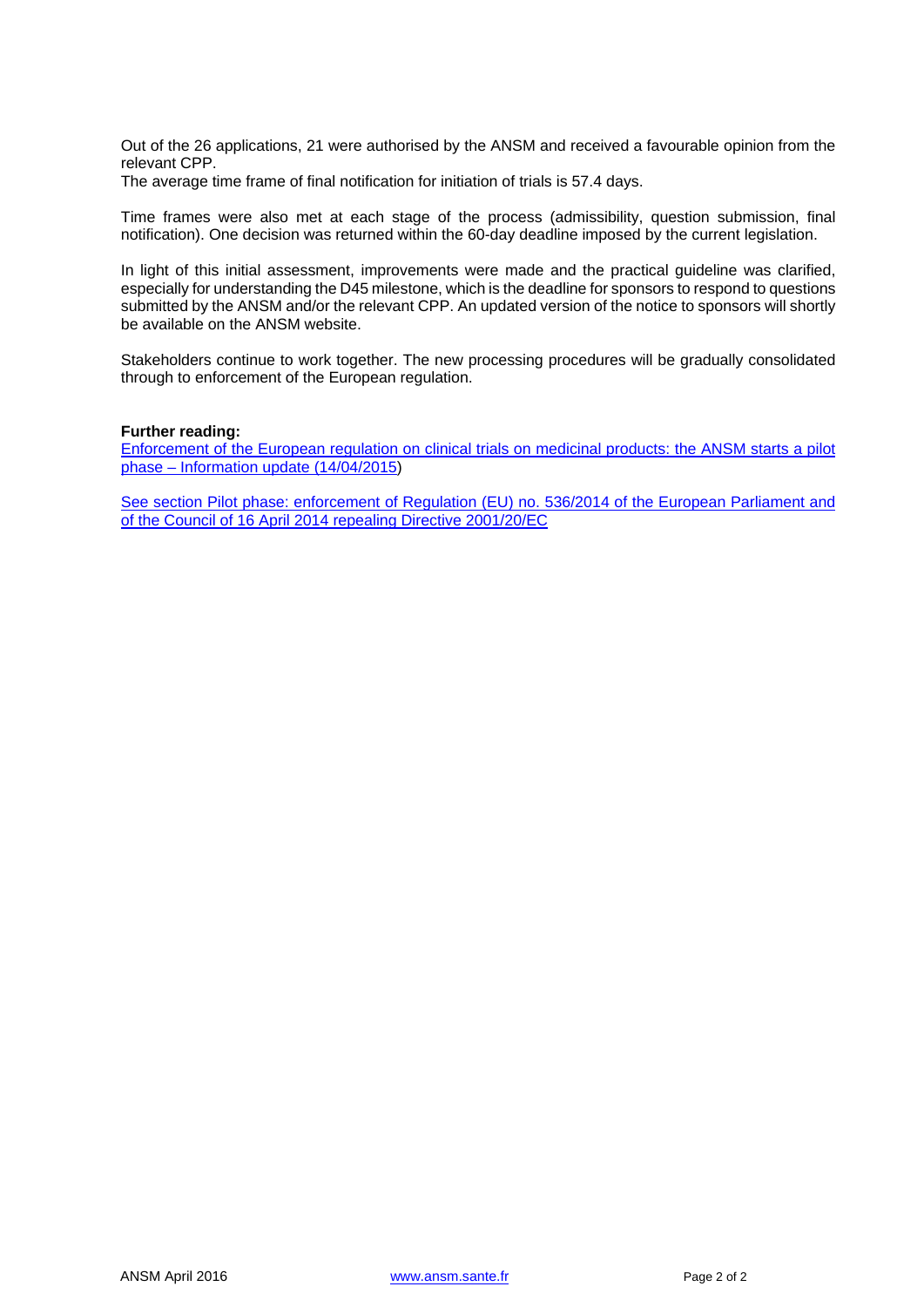Out of the 26 applications, 21 were authorised by the ANSM and received a favourable opinion from the relevant CPP.
The average time frame of final notification for initiation of trials is 57.4 days.

Time frames were also met at each stage of the process (admissibility, question submission, final notification). One decision was returned within the 60-day deadline imposed by the current legislation.

In light of this initial assessment, improvements were made and the practical guideline was clarified, especially for understanding the D45 milestone, which is the deadline for sponsors to respond to questions submitted by the ANSM and/or the relevant CPP. An updated version of the notice to sponsors will shortly be available on the ANSM website.

Stakeholders continue to work together. The new processing procedures will be gradually consolidated through to enforcement of the European regulation.

**Further reading:**
Enforcement of the European regulation on clinical trials on medicinal products: the ANSM starts a pilot phase – Information update (14/04/2015)

See section Pilot phase: enforcement of Regulation (EU) no. 536/2014 of the European Parliament and of the Council of 16 April 2014 repealing Directive 2001/20/EC